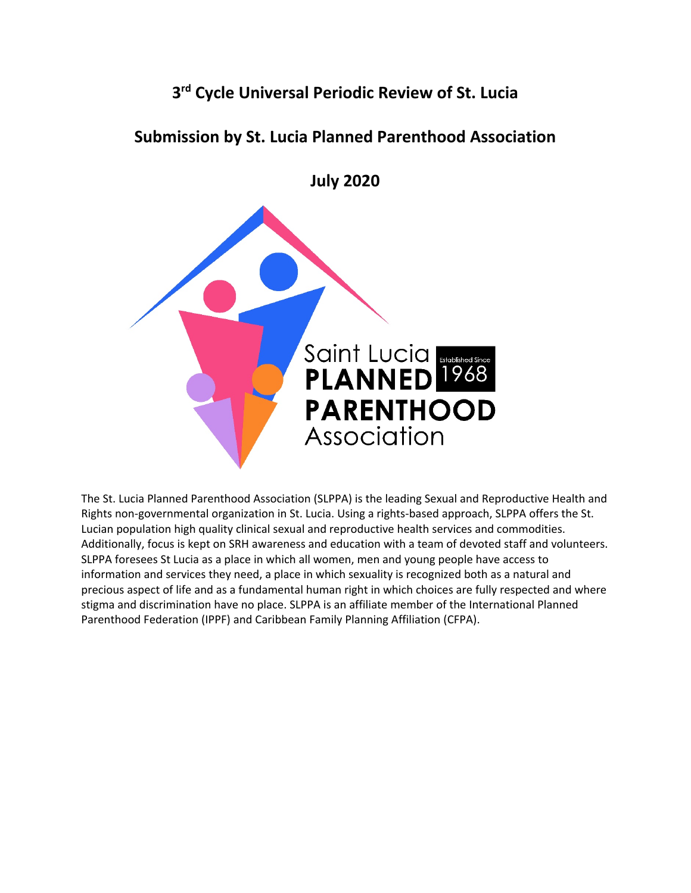# 3rd Cycle Universal Periodic Review of St. Lucia

## Submission by St. Lucia Planned Parenthood Association

## July 2020

Saint Lucia PLANNED PARENTHOOD Association Established Since 1968

The St. Lucia Planned Parenthood Association (SLPPA) is the leading Sexual and Reproductive Health and Rights non-governmental organization in St. Lucia. Using a rights-based approach, SLPPA offers the St. Lucian population high quality clinical sexual and reproductive health services and commodities. Additionally, focus is kept on SRH awareness and education with a team of devoted staff and volunteers. SLPPA foresees St Lucia as a place in which all women, men and young people have access to information and services they need, a place in which sexuality is recognized both as a natural and precious aspect of life and as a fundamental human right in which choices are fully respected and where stigma and discrimination have no place. SLPPA is an affiliate member of the International Planned Parenthood Federation (IPPF) and Caribbean Family Planning Affiliation (CFPA).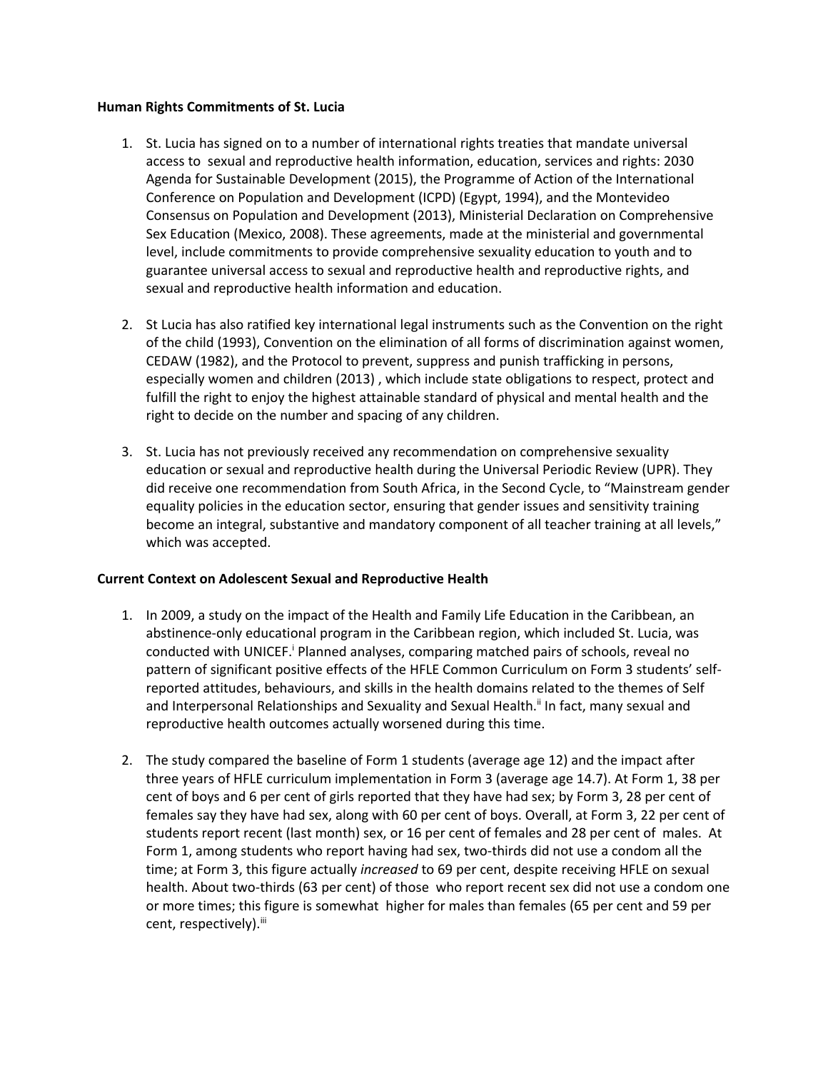**Human Rights Commitments of St. Lucia**

1. St. Lucia has signed on to a number of international rights treaties that mandate universal access to sexual and reproductive health information, education, services and rights: 2030 Agenda for Sustainable Development (2015), the Programme of Action of the International Conference on Population and Development (ICPD) (Egypt, 1994), and the Montevideo Consensus on Population and Development (2013), Ministerial Declaration on Comprehensive Sex Education (Mexico, 2008). These agreements, made at the ministerial and governmental level, include commitments to provide comprehensive sexuality education to youth and to guarantee universal access to sexual and reproductive health and reproductive rights, and sexual and reproductive health information and education.

2. St Lucia has also ratified key international legal instruments such as the Convention on the right of the child (1993), Convention on the elimination of all forms of discrimination against women, CEDAW (1982), and the Protocol to prevent, suppress and punish trafficking in persons, especially women and children (2013) , which include state obligations to respect, protect and fulfill the right to enjoy the highest attainable standard of physical and mental health and the right to decide on the number and spacing of any children.

3. St. Lucia has not previously received any recommendation on comprehensive sexuality education or sexual and reproductive health during the Universal Periodic Review (UPR). They did receive one recommendation from South Africa, in the Second Cycle, to "Mainstream gender equality policies in the education sector, ensuring that gender issues and sensitivity training become an integral, substantive and mandatory component of all teacher training at all levels," which was accepted.

**Current Context on Adolescent Sexual and Reproductive Health**

1. In 2009, a study on the impact of the Health and Family Life Education in the Caribbean, an abstinence-only educational program in the Caribbean region, which included St. Lucia, was conducted with UNICEF.[i] Planned analyses, comparing matched pairs of schools, reveal no pattern of significant positive effects of the HFLE Common Curriculum on Form 3 students' self-reported attitudes, behaviours, and skills in the health domains related to the themes of Self and Interpersonal Relationships and Sexuality and Sexual Health.[ii] In fact, many sexual and reproductive health outcomes actually worsened during this time.

2. The study compared the baseline of Form 1 students (average age 12) and the impact after three years of HFLE curriculum implementation in Form 3 (average age 14.7). At Form 1, 38 per cent of boys and 6 per cent of girls reported that they have had sex; by Form 3, 28 per cent of females say they have had sex, along with 60 per cent of boys. Overall, at Form 3, 22 per cent of students report recent (last month) sex, or 16 per cent of females and 28 per cent of males. At Form 1, among students who report having had sex, two-thirds did not use a condom all the time; at Form 3, this figure actually *increased* to 69 per cent, despite receiving HFLE on sexual health. About two-thirds (63 per cent) of those who report recent sex did not use a condom one or more times; this figure is somewhat higher for males than females (65 per cent and 59 per cent, respectively).[iii]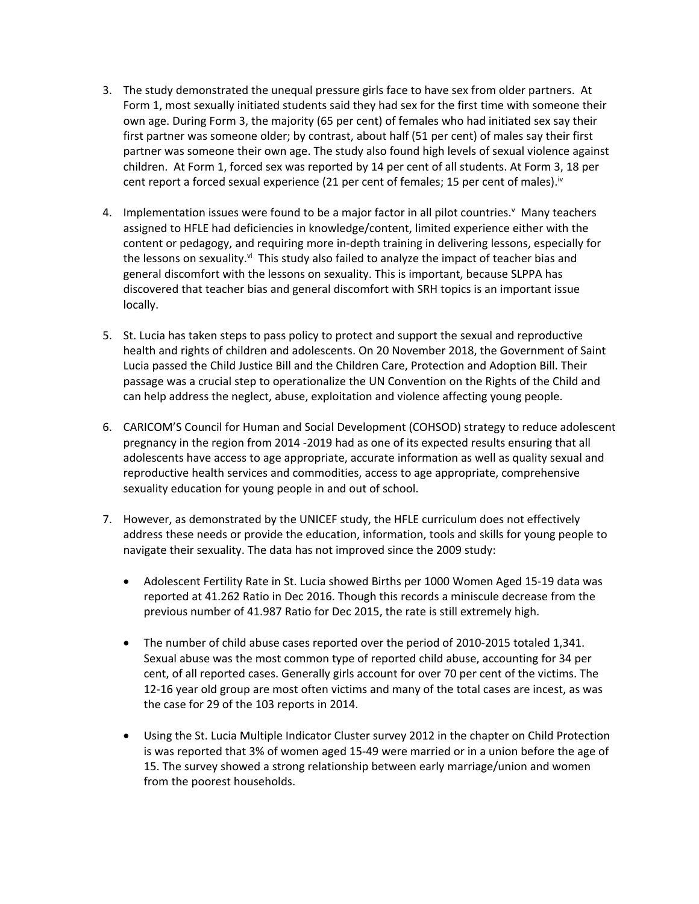3. The study demonstrated the unequal pressure girls face to have sex from older partners. At Form 1, most sexually initiated students said they had sex for the first time with someone their own age. During Form 3, the majority (65 per cent) of females who had initiated sex say their first partner was someone older; by contrast, about half (51 per cent) of males say their first partner was someone their own age. The study also found high levels of sexual violence against children. At Form 1, forced sex was reported by 14 per cent of all students. At Form 3, 18 per cent report a forced sexual experience (21 per cent of females; 15 per cent of males).[iv]

4. Implementation issues were found to be a major factor in all pilot countries.[v] Many teachers assigned to HFLE had deficiencies in knowledge/content, limited experience either with the content or pedagogy, and requiring more in-depth training in delivering lessons, especially for the lessons on sexuality.[vi] This study also failed to analyze the impact of teacher bias and general discomfort with the lessons on sexuality. This is important, because SLPPA has discovered that teacher bias and general discomfort with SRH topics is an important issue locally.

5. St. Lucia has taken steps to pass policy to protect and support the sexual and reproductive health and rights of children and adolescents. On 20 November 2018, the Government of Saint Lucia passed the Child Justice Bill and the Children Care, Protection and Adoption Bill. Their passage was a crucial step to operationalize the UN Convention on the Rights of the Child and can help address the neglect, abuse, exploitation and violence affecting young people.

6. CARICOM'S Council for Human and Social Development (COHSOD) strategy to reduce adolescent pregnancy in the region from 2014 -2019 had as one of its expected results ensuring that all adolescents have access to age appropriate, accurate information as well as quality sexual and reproductive health services and commodities, access to age appropriate, comprehensive sexuality education for young people in and out of school.

7. However, as demonstrated by the UNICEF study, the HFLE curriculum does not effectively address these needs or provide the education, information, tools and skills for young people to navigate their sexuality. The data has not improved since the 2009 study:

   - Adolescent Fertility Rate in St. Lucia showed Births per 1000 Women Aged 15-19 data was reported at 41.262 Ratio in Dec 2016. Though this records a miniscule decrease from the previous number of 41.987 Ratio for Dec 2015, the rate is still extremely high.

   - The number of child abuse cases reported over the period of 2010-2015 totaled 1,341. Sexual abuse was the most common type of reported child abuse, accounting for 34 per cent, of all reported cases. Generally girls account for over 70 per cent of the victims. The 12-16 year old group are most often victims and many of the total cases are incest, as was the case for 29 of the 103 reports in 2014.

   - Using the St. Lucia Multiple Indicator Cluster survey 2012 in the chapter on Child Protection is was reported that 3% of women aged 15-49 were married or in a union before the age of 15. The survey showed a strong relationship between early marriage/union and women from the poorest households.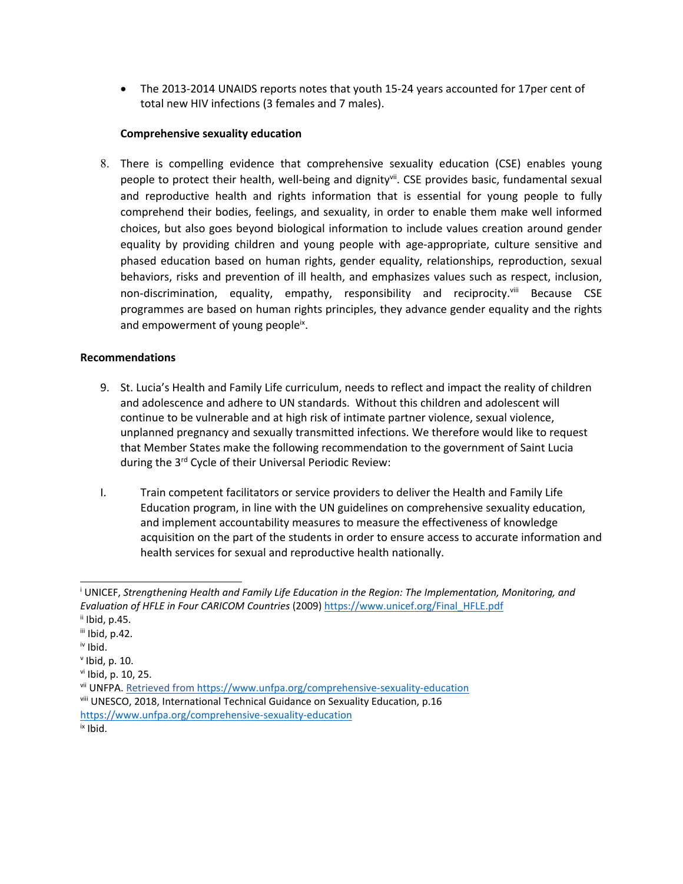- The 2013-2014 UNAIDS reports notes that youth 15-24 years accounted for 17per cent of total new HIV infections (3 females and 7 males).

**Comprehensive sexuality education**

8. There is compelling evidence that comprehensive sexuality education (CSE) enables young people to protect their health, well-being and dignity[vii]. CSE provides basic, fundamental sexual and reproductive health and rights information that is essential for young people to fully comprehend their bodies, feelings, and sexuality, in order to enable them make well informed choices, but also goes beyond biological information to include values creation around gender equality by providing children and young people with age-appropriate, culture sensitive and phased education based on human rights, gender equality, relationships, reproduction, sexual behaviors, risks and prevention of ill health, and emphasizes values such as respect, inclusion, non-discrimination, equality, empathy, responsibility and reciprocity.[viii] Because CSE programmes are based on human rights principles, they advance gender equality and the rights and empowerment of young people[ix].

**Recommendations**

9. St. Lucia's Health and Family Life curriculum, needs to reflect and impact the reality of children and adolescence and adhere to UN standards. Without this children and adolescent will continue to be vulnerable and at high risk of intimate partner violence, sexual violence, unplanned pregnancy and sexually transmitted infections. We therefore would like to request that Member States make the following recommendation to the government of Saint Lucia during the 3rd Cycle of their Universal Periodic Review:

I. Train competent facilitators or service providers to deliver the Health and Family Life Education program, in line with the UN guidelines on comprehensive sexuality education, and implement accountability measures to measure the effectiveness of knowledge acquisition on the part of the students in order to ensure access to accurate information and health services for sexual and reproductive health nationally.

---

[i] UNICEF, *Strengthening Health and Family Life Education in the Region: The Implementation, Monitoring, and Evaluation of HFLE in Four CARICOM Countries* (2009) https://www.unicef.org/Final_HFLE.pdf

[ii] Ibid, p.45.

[iii] Ibid, p.42.

[iv] Ibid.

[v] Ibid, p. 10.

[vi] Ibid, p. 10, 25.

[vii] UNFPA. Retrieved from https://www.unfpa.org/comprehensive-sexuality-education

[viii] UNESCO, 2018, International Technical Guidance on Sexuality Education, p.16 https://www.unfpa.org/comprehensive-sexuality-education

[ix] Ibid.